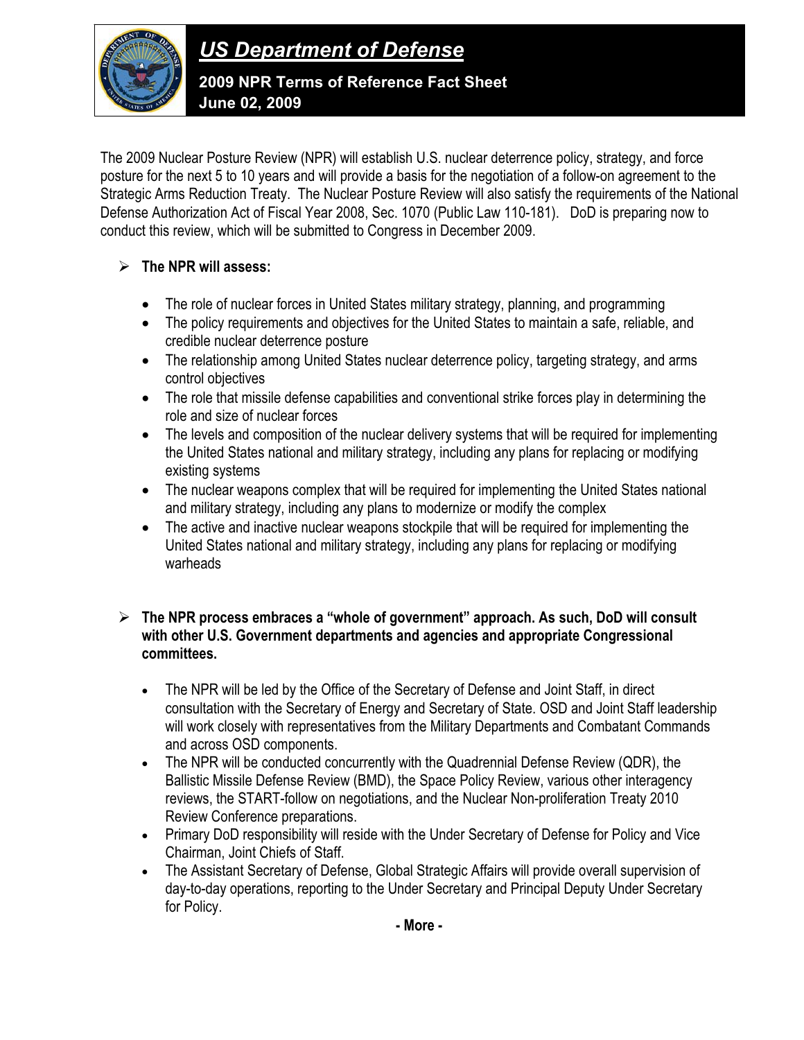# US Department of Defense

## 2009 NPR Terms of Reference Fact Sheet

**June 02, 2009**

The 2009 Nuclear Posture Review (NPR) will establish U.S. nuclear deterrence policy, strategy, and force posture for the next 5 to 10 years and will provide a basis for the negotiation of a follow-on agreement to the Strategic Arms Reduction Treaty. The Nuclear Posture Review will also satisfy the requirements of the National Defense Authorization Act of Fiscal Year 2008, Sec. 1070 (Public Law 110-181). DoD is preparing now to conduct this review, which will be submitted to Congress in December 2009.

- **The NPR will assess:**
  - The role of nuclear forces in United States military strategy, planning, and programming
  - The policy requirements and objectives for the United States to maintain a safe, reliable, and credible nuclear deterrence posture
  - The relationship among United States nuclear deterrence policy, targeting strategy, and arms control objectives
  - The role that missile defense capabilities and conventional strike forces play in determining the role and size of nuclear forces
  - The levels and composition of the nuclear delivery systems that will be required for implementing the United States national and military strategy, including any plans for replacing or modifying existing systems
  - The nuclear weapons complex that will be required for implementing the United States national and military strategy, including any plans to modernize or modify the complex
  - The active and inactive nuclear weapons stockpile that will be required for implementing the United States national and military strategy, including any plans for replacing or modifying warheads

- **The NPR process embraces a "whole of government" approach. As such, DoD will consult with other U.S. Government departments and agencies and appropriate Congressional committees.**
  - The NPR will be led by the Office of the Secretary of Defense and Joint Staff, in direct consultation with the Secretary of Energy and Secretary of State. OSD and Joint Staff leadership will work closely with representatives from the Military Departments and Combatant Commands and across OSD components.
  - The NPR will be conducted concurrently with the Quadrennial Defense Review (QDR), the Ballistic Missile Defense Review (BMD), the Space Policy Review, various other interagency reviews, the START-follow on negotiations, and the Nuclear Non-proliferation Treaty 2010 Review Conference preparations.
  - Primary DoD responsibility will reside with the Under Secretary of Defense for Policy and Vice Chairman, Joint Chiefs of Staff.
  - The Assistant Secretary of Defense, Global Strategic Affairs will provide overall supervision of day-to-day operations, reporting to the Under Secretary and Principal Deputy Under Secretary for Policy.

**- More -**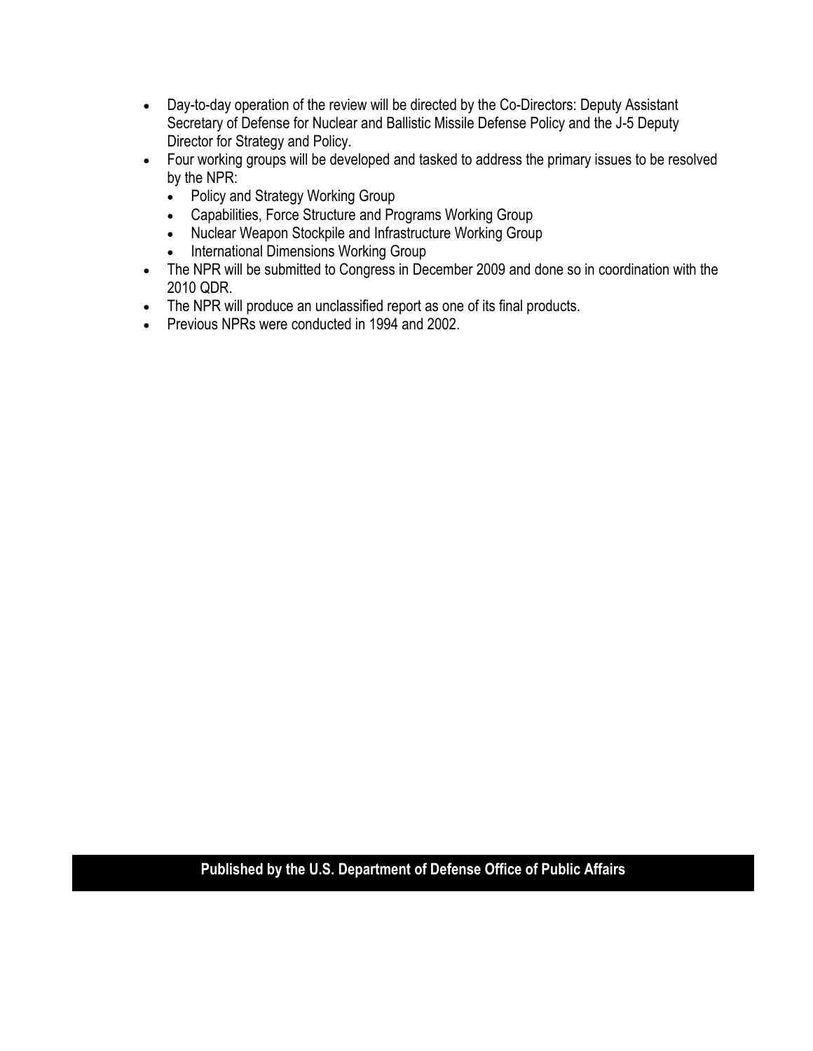- Day-to-day operation of the review will be directed by the Co-Directors: Deputy Assistant Secretary of Defense for Nuclear and Ballistic Missile Defense Policy and the J-5 Deputy Director for Strategy and Policy.
- Four working groups will be developed and tasked to address the primary issues to be resolved by the NPR:
  - Policy and Strategy Working Group
  - Capabilities, Force Structure and Programs Working Group
  - Nuclear Weapon Stockpile and Infrastructure Working Group
  - International Dimensions Working Group
- The NPR will be submitted to Congress in December 2009 and done so in coordination with the 2010 QDR.
- The NPR will produce an unclassified report as one of its final products.
- Previous NPRs were conducted in 1994 and 2002.

**Published by the U.S. Department of Defense Office of Public Affairs**